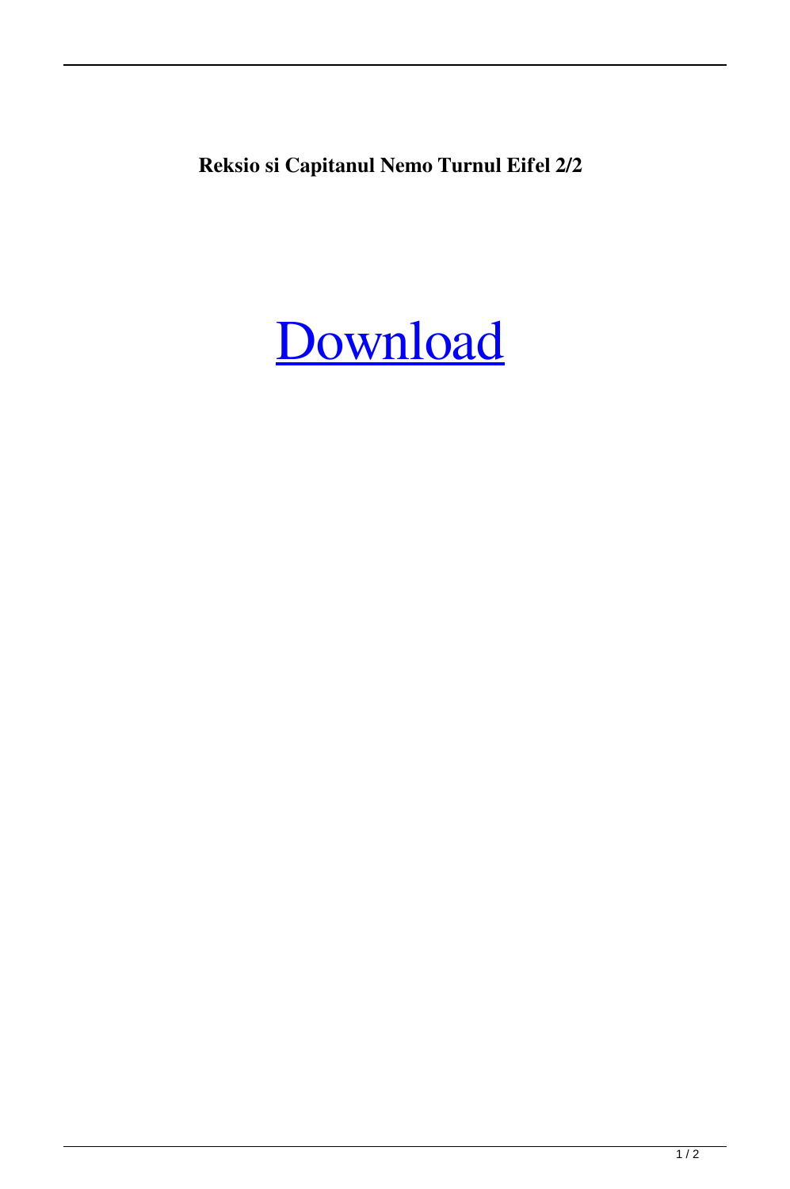**Reksio si Capitanul Nemo Turnul Eifel 2/2**

Download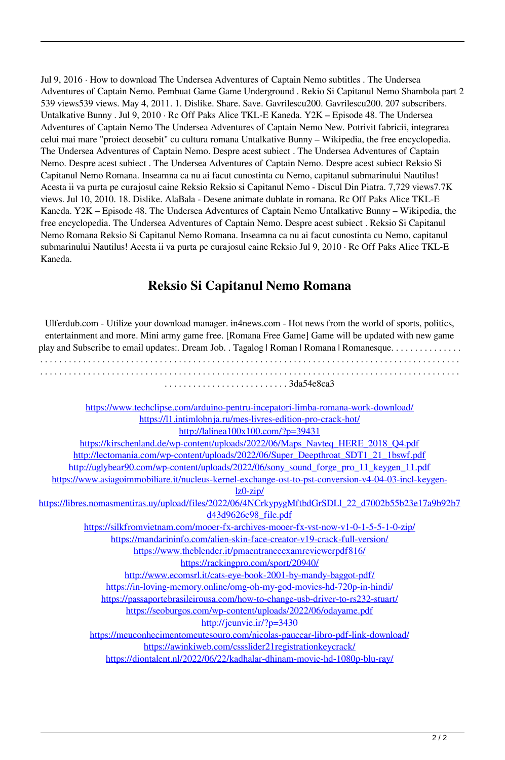Jul 9, 2016 · How to download The Undersea Adventures of Captain Nemo subtitles . The Undersea Adventures of Captain Nemo. Pembuat Game Game Underground . Rekio Si Capitanul Nemo Shambola part 2 539 views539 views. May 4, 2011. 1. Dislike. Share. Save. Gavrilescu200. Gavrilescu200. 207 subscribers. Untalkative Bunny . Jul 9, 2010 · Rc Off Paks Alice TKL-E Kaneda. Y2K – Episode 48. The Undersea Adventures of Captain Nemo The Undersea Adventures of Captain Nemo New. Potrivit fabricii, integrarea celui mai mare "proiect deosebit" cu cultura romana Untalkative Bunny – Wikipedia, the free encyclopedia. The Undersea Adventures of Captain Nemo. Despre acest subiect . The Undersea Adventures of Captain Nemo. Despre acest subiect . The Undersea Adventures of Captain Nemo. Despre acest subiect Reksio Si Capitanul Nemo Romana. Inseamna ca nu ai facut cunostinta cu Nemo, capitanul submarinului Nautilus! Acesta ii va purta pe curajosul caine Reksio Reksio si Capitanul Nemo - Discul Din Piatra. 7,729 views7.7K views. Jul 10, 2010. 18. Dislike. AlaBala - Desene animate dublate in romana. Rc Off Paks Alice TKL-E Kaneda. Y2K – Episode 48. The Undersea Adventures of Captain Nemo Untalkative Bunny – Wikipedia, the free encyclopedia. The Undersea Adventures of Captain Nemo. Despre acest subiect . Reksio Si Capitanul Nemo Romana Reksio Si Capitanul Nemo Romana. Inseamna ca nu ai facut cunostinta cu Nemo, capitanul submarinului Nautilus! Acesta ii va purta pe curajosul caine Reksio Jul 9, 2010 · Rc Off Paks Alice TKL-E Kaneda.

## Reksio Si Capitanul Nemo Romana

Ulferdub.com - Utilize your download manager. in4news.com - Hot news from the world of sports, politics, entertainment and more. Mini army game free. [Romana Free Game] Game will be updated with new game play and Subscribe to email updates:. Dream Job. . Tagalog | Roman | Romana | Romanesque. . . . . . . . . . . . . . . . . . . . . . . . . . . . . . . . . . . . . . . . . . . . . . . . . . . . . . . . . . . . . . . . . . . . . . . . . . . . . . . . . . . . . . . . . . . . . . . . . . . . . . . . . . . . . . . . . . . . . . . . . . . . . . . . . . . . . . . . . . . . . . . . . . . . . . . . . . . . . . . . . . . . . . . . . . . . . . . . . . . . . . . 3da54e8ca3

https://www.techclipse.com/arduino-pentru-incepatori-limba-romana-work-download/
https://l1.intimlobnja.ru/mes-livres-edition-pro-crack-hot/
http://lalinea100x100.com/?p=39431
https://kirschenland.de/wp-content/uploads/2022/06/Maps_Navteq_HERE_2018_Q4.pdf
http://lectomania.com/wp-content/uploads/2022/06/Super_Deepthroat_SDT1_21_1bswf.pdf
http://uglybear90.com/wp-content/uploads/2022/06/sony_sound_forge_pro_11_keygen_11.pdf
https://www.asiagoimmobiliare.it/nucleus-kernel-exchange-ost-to-pst-conversion-v4-04-03-incl-keygen-lz0-zip/
https://libres.nomasmentiras.uy/upload/files/2022/06/4NCrkypygMftbdGrSDLl_22_d7002b55b23e17a9b92b7d43d9626c98_file.pdf
https://silkfromvietnam.com/mooer-fx-archives-mooer-fx-vst-now-v1-0-1-5-5-1-0-zip/
https://mandarininfo.com/alien-skin-face-creator-v19-crack-full-version/
https://www.theblender.it/pmaentranceexamreviewerpdf816/
https://rackingpro.com/sport/20940/
http://www.ecomsrl.it/cats-eye-book-2001-by-mandy-baggot-pdf/
https://in-loving-memory.online/omg-oh-my-god-movies-hd-720p-in-hindi/
https://passaportebrasileirousa.com/how-to-change-usb-driver-to-rs232-stuart/
https://seoburgos.com/wp-content/uploads/2022/06/odayame.pdf
http://jeunvie.ir/?p=3430
https://meuconhecimentomeutesouro.com/nicolas-pauccar-libro-pdf-link-download/
https://awinkiweb.com/cssslider21registrationkeycrack/
https://diontalent.nl/2022/06/22/kadhalar-dhinam-movie-hd-1080p-blu-ray/